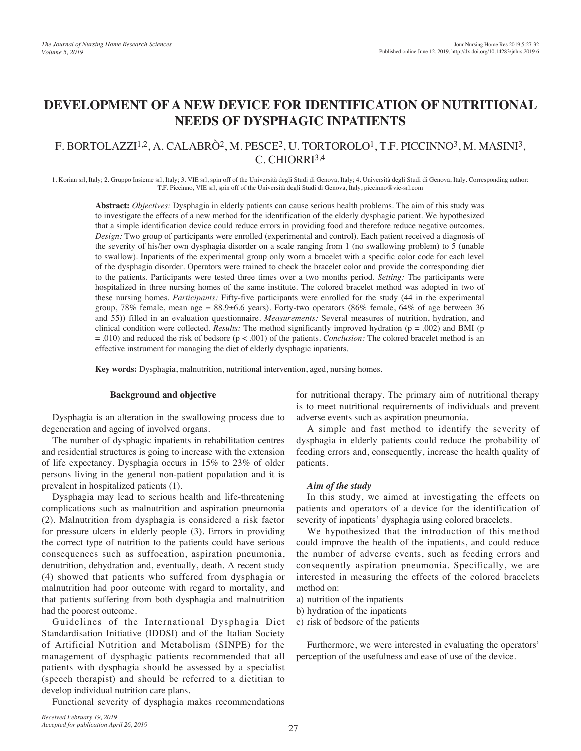# DEVELOPMENT OF A NEW DEVICE FOR IDENTIFICATION OF NUTRITIONAL NEEDS OF DYSPHAGIC INPATIENTS

F. BORTOLAZZI[1,2], A. CALABRÒ[2], M. PESCE[2], U. TORTOROLO[1], T.F. PICCINNO[3], M. MASINI[3], C. CHIORRI[3,4]

1. Korian srl, Italy; 2. Gruppo Insieme srl, Italy; 3. VIE srl, spin off of the Università degli Studi di Genova, Italy; 4. Università degli Studi di Genova, Italy. Corresponding author: T.F. Piccinno, VIE srl, spin off of the Università degli Studi di Genova, Italy, piccinno@vie-srl.com

**Abstract:** *Objectives:* Dysphagia in elderly patients can cause serious health problems. The aim of this study was to investigate the effects of a new method for the identification of the elderly dysphagic patient. We hypothesized that a simple identification device could reduce errors in providing food and therefore reduce negative outcomes. *Design:* Two group of participants were enrolled (experimental and control). Each patient received a diagnosis of the severity of his/her own dysphagia disorder on a scale ranging from 1 (no swallowing problem) to 5 (unable to swallow). Inpatients of the experimental group only worn a bracelet with a specific color code for each level of the dysphagia disorder. Operators were trained to check the bracelet color and provide the corresponding diet to the patients. Participants were tested three times over a two months period. *Setting:* The participants were hospitalized in three nursing homes of the same institute. The colored bracelet method was adopted in two of these nursing homes. *Participants:* Fifty-five participants were enrolled for the study (44 in the experimental group, 78% female, mean age = 88.9±6.6 years). Forty-two operators (86% female, 64% of age between 36 and 55)) filled in an evaluation questionnaire. *Measurements:* Several measures of nutrition, hydration, and clinical condition were collected. *Results:* The method significantly improved hydration ($p = .002$) and BMI ($p = .010$) and reduced the risk of bedsore ($p < .001$) of the patients. *Conclusion:* The colored bracelet method is an effective instrument for managing the diet of elderly dysphagic inpatients.

**Key words:** Dysphagia, malnutrition, nutritional intervention, aged, nursing homes.

## Background and objective

Dysphagia is an alteration in the swallowing process due to degeneration and ageing of involved organs.

The number of dysphagic inpatients in rehabilitation centres and residential structures is going to increase with the extension of life expectancy. Dysphagia occurs in 15% to 23% of older persons living in the general non-patient population and it is prevalent in hospitalized patients (1).

Dysphagia may lead to serious health and life-threatening complications such as malnutrition and aspiration pneumonia (2). Malnutrition from dysphagia is considered a risk factor for pressure ulcers in elderly people (3). Errors in providing the correct type of nutrition to the patients could have serious consequences such as suffocation, aspiration pneumonia, denutrition, dehydration and, eventually, death. A recent study (4) showed that patients who suffered from dysphagia or malnutrition had poor outcome with regard to mortality, and that patients suffering from both dysphagia and malnutrition had the poorest outcome.

Guidelines of the International Dysphagia Diet Standardisation Initiative (IDDSI) and of the Italian Society of Artificial Nutrition and Metabolism (SINPE) for the management of dysphagic patients recommended that all patients with dysphagia should be assessed by a specialist (speech therapist) and should be referred to a dietitian to develop individual nutrition care plans.

Functional severity of dysphagia makes recommendations for nutritional therapy. The primary aim of nutritional therapy is to meet nutritional requirements of individuals and prevent adverse events such as aspiration pneumonia.

A simple and fast method to identify the severity of dysphagia in elderly patients could reduce the probability of feeding errors and, consequently, increase the health quality of patients.

### *Aim of the study*

In this study, we aimed at investigating the effects on patients and operators of a device for the identification of severity of inpatients' dysphagia using colored bracelets.

We hypothesized that the introduction of this method could improve the health of the inpatients, and could reduce the number of adverse events, such as feeding errors and consequently aspiration pneumonia. Specifically, we are interested in measuring the effects of the colored bracelets method on:

a) nutrition of the inpatients
b) hydration of the inpatients
c) risk of bedsore of the patients

Furthermore, we were interested in evaluating the operators' perception of the usefulness and ease of use of the device.

*Received February 19, 2019*
*Accepted for publication April 26, 2019*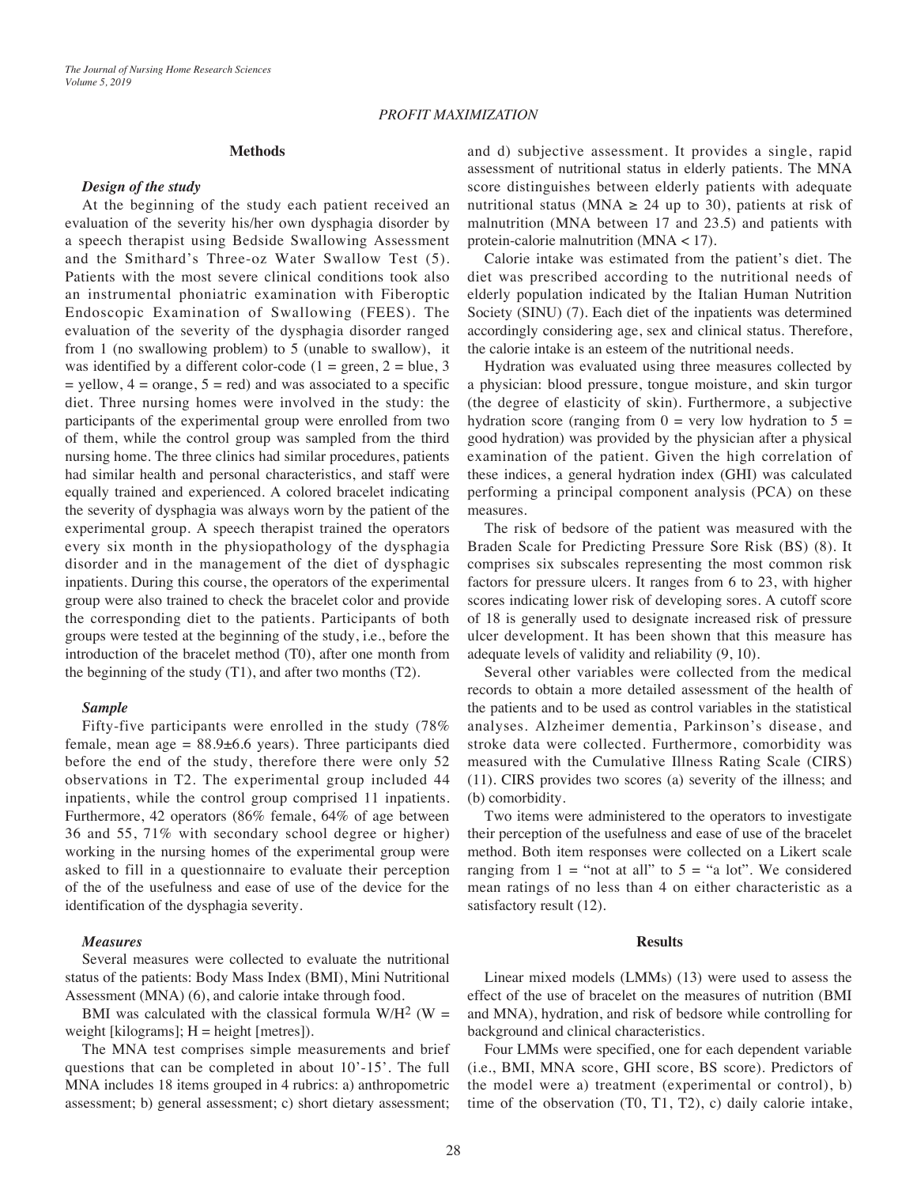## Methods

### *Design of the study*

At the beginning of the study each patient received an evaluation of the severity his/her own dysphagia disorder by a speech therapist using Bedside Swallowing Assessment and the Smithard's Three-oz Water Swallow Test (5). Patients with the most severe clinical conditions took also an instrumental phoniatric examination with Fiberoptic Endoscopic Examination of Swallowing (FEES). The evaluation of the severity of the dysphagia disorder ranged from 1 (no swallowing problem) to 5 (unable to swallow), it was identified by a different color-code (1 = green, 2 = blue, 3 = yellow, 4 = orange, 5 = red) and was associated to a specific diet. Three nursing homes were involved in the study: the participants of the experimental group were enrolled from two of them, while the control group was sampled from the third nursing home. The three clinics had similar procedures, patients had similar health and personal characteristics, and staff were equally trained and experienced. A colored bracelet indicating the severity of dysphagia was always worn by the patient of the experimental group. A speech therapist trained the operators every six month in the physiopathology of the dysphagia disorder and in the management of the diet of dysphagic inpatients. During this course, the operators of the experimental group were also trained to check the bracelet color and provide the corresponding diet to the patients. Participants of both groups were tested at the beginning of the study, i.e., before the introduction of the bracelet method (T0), after one month from the beginning of the study (T1), and after two months (T2).

### *Sample*

Fifty-five participants were enrolled in the study (78% female, mean age = 88.9±6.6 years). Three participants died before the end of the study, therefore there were only 52 observations in T2. The experimental group included 44 inpatients, while the control group comprised 11 inpatients. Furthermore, 42 operators (86% female, 64% of age between 36 and 55, 71% with secondary school degree or higher) working in the nursing homes of the experimental group were asked to fill in a questionnaire to evaluate their perception of the of the usefulness and ease of use of the device for the identification of the dysphagia severity.

### *Measures*

Several measures were collected to evaluate the nutritional status of the patients: Body Mass Index (BMI), Mini Nutritional Assessment (MNA) (6), and calorie intake through food.

BMI was calculated with the classical formula $W/H^2$ (W = weight [kilograms]; H = height [metres]).

The MNA test comprises simple measurements and brief questions that can be completed in about 10'-15'. The full MNA includes 18 items grouped in 4 rubrics: a) anthropometric assessment; b) general assessment; c) short dietary assessment; and d) subjective assessment. It provides a single, rapid assessment of nutritional status in elderly patients. The MNA score distinguishes between elderly patients with adequate nutritional status (MNA ≥ 24 up to 30), patients at risk of malnutrition (MNA between 17 and 23.5) and patients with protein-calorie malnutrition (MNA < 17).

Calorie intake was estimated from the patient's diet. The diet was prescribed according to the nutritional needs of elderly population indicated by the Italian Human Nutrition Society (SINU) (7). Each diet of the inpatients was determined accordingly considering age, sex and clinical status. Therefore, the calorie intake is an esteem of the nutritional needs.

Hydration was evaluated using three measures collected by a physician: blood pressure, tongue moisture, and skin turgor (the degree of elasticity of skin). Furthermore, a subjective hydration score (ranging from 0 = very low hydration to 5 = good hydration) was provided by the physician after a physical examination of the patient. Given the high correlation of these indices, a general hydration index (GHI) was calculated performing a principal component analysis (PCA) on these measures.

The risk of bedsore of the patient was measured with the Braden Scale for Predicting Pressure Sore Risk (BS) (8). It comprises six subscales representing the most common risk factors for pressure ulcers. It ranges from 6 to 23, with higher scores indicating lower risk of developing sores. A cutoff score of 18 is generally used to designate increased risk of pressure ulcer development. It has been shown that this measure has adequate levels of validity and reliability (9, 10).

Several other variables were collected from the medical records to obtain a more detailed assessment of the health of the patients and to be used as control variables in the statistical analyses. Alzheimer dementia, Parkinson's disease, and stroke data were collected. Furthermore, comorbidity was measured with the Cumulative Illness Rating Scale (CIRS) (11). CIRS provides two scores (a) severity of the illness; and (b) comorbidity.

Two items were administered to the operators to investigate their perception of the usefulness and ease of use of the bracelet method. Both item responses were collected on a Likert scale ranging from 1 = "not at all" to 5 = "a lot". We considered mean ratings of no less than 4 on either characteristic as a satisfactory result (12).

## Results

Linear mixed models (LMMs) (13) were used to assess the effect of the use of bracelet on the measures of nutrition (BMI and MNA), hydration, and risk of bedsore while controlling for background and clinical characteristics.

Four LMMs were specified, one for each dependent variable (i.e., BMI, MNA score, GHI score, BS score). Predictors of the model were a) treatment (experimental or control), b) time of the observation (T0, T1, T2), c) daily calorie intake,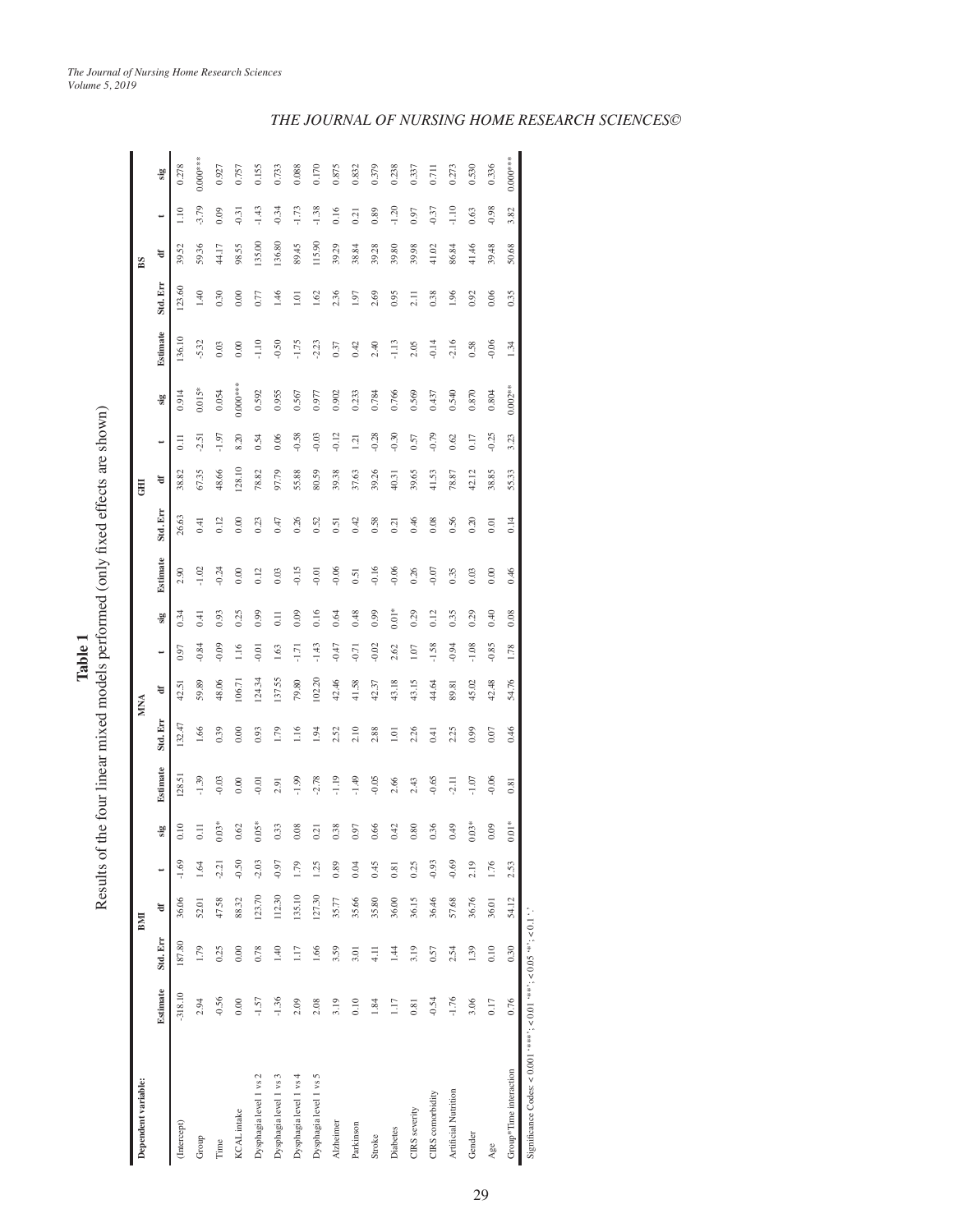**Table 1**
Results of the four linear mixed models performed (only fixed effects are shown)

| Dependent variable: | BMI | | | | | MNA | | | | | GHI | | | | | BS | | | | |
|---|---|---|---|---|---|---|---|---|---|---|---|---|---|---|---|---|---|---|---|---|
| | Estimate | Std. Err | df | t | sig | Estimate | Std. Err | df | t | sig | Estimate | Std. Err | df | t | sig | Estimate | Std. Err | df | t | sig |
| (Intercept) | -318.10 | 187.80 | 36.06 | -1.69 | 0.10 | 128.51 | 132.47 | 42.51 | 0.97 | 0.34 | 2.90 | 26.63 | 38.82 | 0.11 | 0.914 | 136.10 | 123.60 | 39.52 | 1.10 | 0.278 |
| Group | 2.94 | 1.79 | 52.01 | 1.64 | 0.11 | -1.39 | 1.66 | 59.89 | -0.84 | 0.41 | -1.02 | 0.41 | 67.35 | -2.51 | 0.015* | -5.32 | 1.40 | 59.36 | -3.79 | 0.000*** |
| Time | -0.56 | 0.25 | 47.58 | -2.21 | 0.03* | -0.03 | 0.39 | 48.06 | -0.09 | 0.93 | -0.24 | 0.12 | 48.66 | -1.97 | 0.054 | 0.03 | 0.30 | 44.17 | 0.09 | 0.927 |
| KCAL intake | 0.00 | 0.00 | 88.32 | -0.50 | 0.62 | 0.00 | 0.00 | 106.71 | 1.16 | 0.25 | 0.00 | 0.00 | 128.10 | 8.20 | 0.000*** | 0.00 | 0.00 | 98.55 | -0.31 | 0.757 |
| Dysphagia level 1 vs 2 | -1.57 | 0.78 | 123.70 | -2.03 | 0.05* | -0.01 | 0.93 | 124.34 | -0.01 | 0.99 | 0.12 | 0.23 | 78.82 | 0.54 | 0.592 | -1.10 | 0.77 | 135.00 | -1.43 | 0.155 |
| Dysphagia level 1 vs 3 | -1.36 | 1.40 | 112.30 | -0.97 | 0.33 | 2.91 | 1.79 | 137.55 | 1.63 | 0.11 | 0.03 | 0.47 | 97.79 | 0.06 | 0.955 | -0.50 | 1.46 | 136.80 | -0.34 | 0.733 |
| Dysphagia level 1 vs 4 | 2.09 | 1.17 | 135.10 | 1.79 | 0.08 | -1.99 | 1.16 | 79.80 | -1.71 | 0.09 | -0.15 | 0.26 | 55.88 | -0.58 | 0.567 | -1.75 | 1.01 | 89.45 | -1.73 | 0.088 |
| Dysphagia level 1 vs 5 | 2.08 | 1.66 | 127.30 | 1.25 | 0.21 | -2.78 | 1.94 | 102.20 | -1.43 | 0.16 | -0.01 | 0.52 | 80.59 | -0.03 | 0.977 | -2.23 | 1.62 | 115.90 | -1.38 | 0.170 |
| Alzheimer | 3.19 | 3.59 | 35.77 | 0.89 | 0.38 | -1.19 | 2.52 | 42.46 | -0.47 | 0.64 | -0.06 | 0.51 | 39.38 | -0.12 | 0.902 | 0.37 | 2.36 | 39.29 | 0.16 | 0.875 |
| Parkinson | 0.10 | 3.01 | 35.66 | 0.04 | 0.97 | -1.49 | 2.10 | 41.58 | -0.71 | 0.48 | 0.51 | 0.42 | 37.63 | 1.21 | 0.233 | 0.42 | 1.97 | 38.84 | 0.21 | 0.832 |
| Stroke | 1.84 | 4.11 | 35.80 | 0.45 | 0.66 | -0.05 | 2.88 | 42.37 | -0.02 | 0.99 | -0.16 | 0.58 | 39.26 | -0.28 | 0.784 | 2.40 | 2.69 | 39.28 | 0.89 | 0.379 |
| Diabetes | 1.17 | 1.44 | 36.00 | 0.81 | 0.42 | 2.66 | 1.01 | 43.18 | 2.62 | 0.01* | -0.06 | 0.21 | 40.31 | -0.30 | 0.766 | -1.13 | 0.95 | 39.80 | -1.20 | 0.238 |
| CIRS severity | 0.81 | 3.19 | 36.15 | 0.25 | 0.80 | 2.43 | 2.26 | 43.15 | 1.07 | 0.29 | 0.26 | 0.46 | 39.65 | 0.57 | 0.569 | 2.05 | 2.11 | 39.98 | 0.97 | 0.337 |
| CIRS comorbidity | -0.54 | 0.57 | 36.46 | -0.93 | 0.36 | -0.65 | 0.41 | 44.64 | -1.58 | 0.12 | -0.07 | 0.08 | 41.53 | -0.79 | 0.437 | -0.14 | 0.38 | 41.02 | -0.37 | 0.711 |
| Artificial Nutrition | -1.76 | 2.54 | 57.68 | -0.69 | 0.49 | -2.11 | 2.25 | 89.81 | -0.94 | 0.35 | 0.35 | 0.56 | 78.87 | 0.62 | 0.540 | -2.16 | 1.96 | 86.84 | -1.10 | 0.273 |
| Gender | 3.06 | 1.39 | 36.76 | 2.19 | 0.03* | -1.07 | 0.99 | 45.02 | -1.08 | 0.29 | 0.03 | 0.20 | 42.12 | 0.17 | 0.870 | 0.58 | 0.92 | 41.46 | 0.63 | 0.530 |
| Age | 0.17 | 0.10 | 36.01 | 1.76 | 0.09 | -0.06 | 0.07 | 42.48 | -0.85 | 0.40 | 0.00 | 0.01 | 38.85 | -0.25 | 0.804 | -0.06 | 0.06 | 39.48 | -0.98 | 0.336 |
| Group*Time interaction | 0.76 | 0.30 | 54.12 | 2.53 | 0.01* | 0.81 | 0.46 | 54.76 | 1.78 | 0.08 | 0.46 | 0.14 | 55.33 | 3.23 | 0.002** | 1.34 | 0.35 | 50.68 | 3.82 | 0.000*** |

Significance Codes: < 0.001 '***'; < 0.01 '**'; < 0.05 '*'; < 0.1 '.'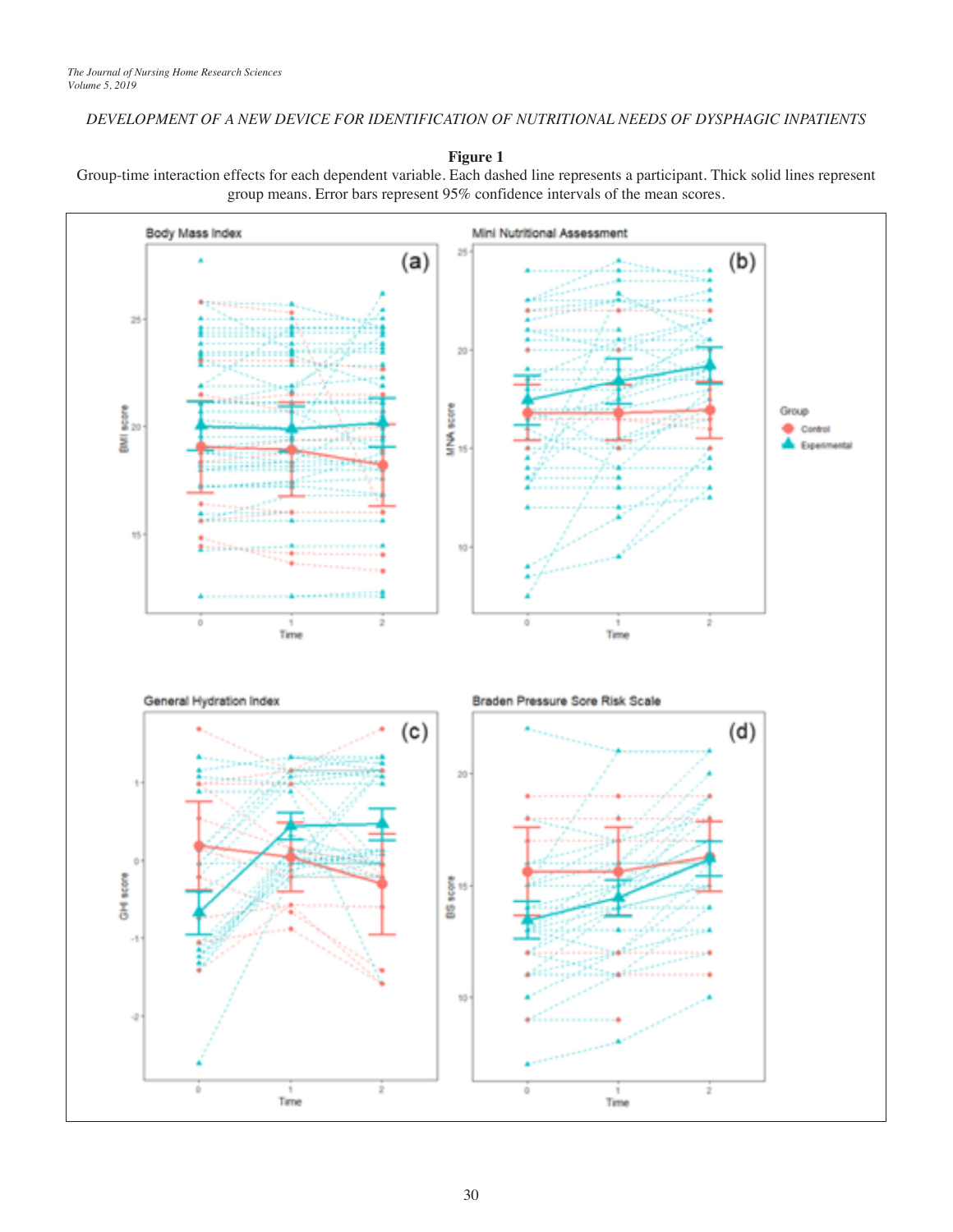**Figure 1**

Group-time interaction effects for each dependent variable. Each dashed line represents a participant. Thick solid lines represent group means. Error bars represent 95% confidence intervals of the mean scores.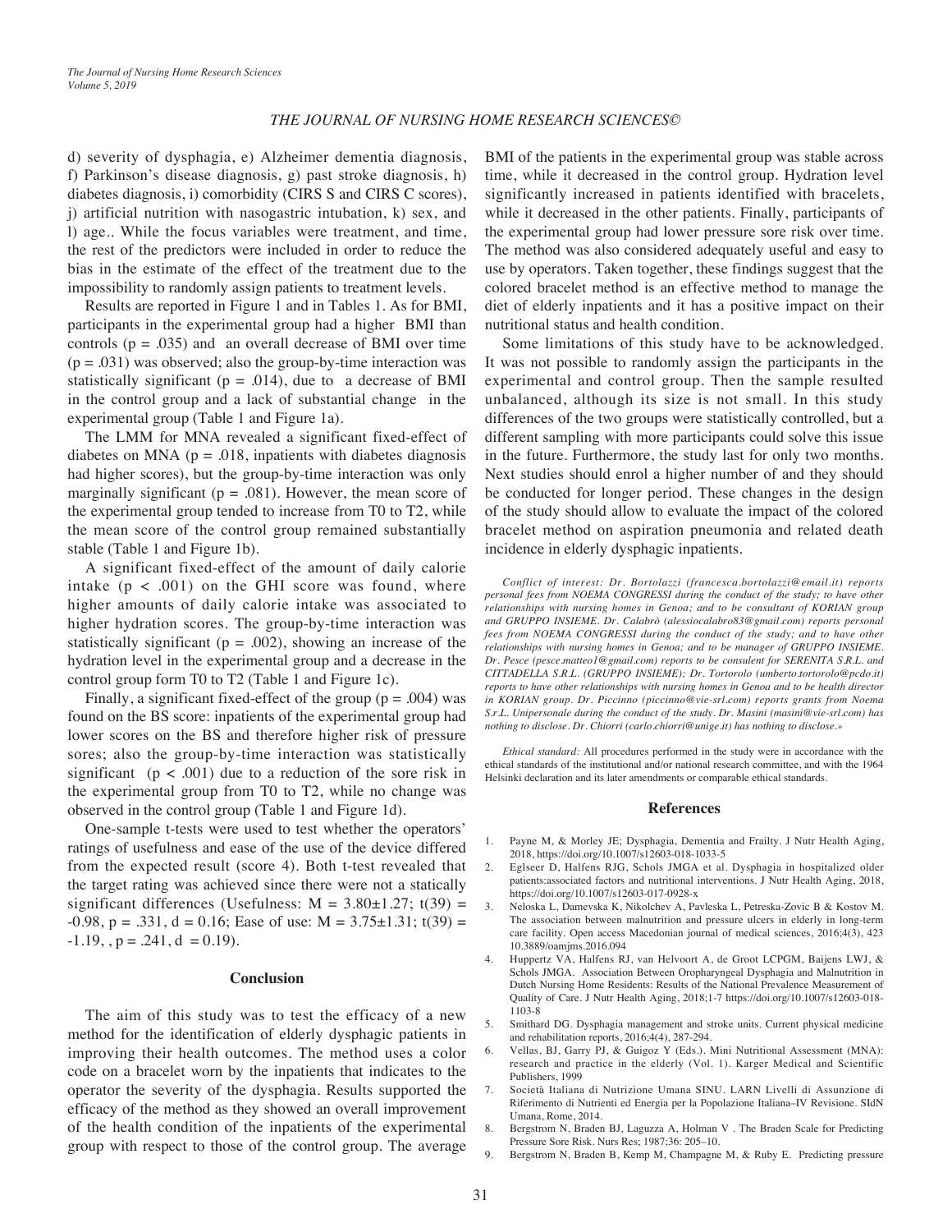d) severity of dysphagia, e) Alzheimer dementia diagnosis, f) Parkinson's disease diagnosis, g) past stroke diagnosis, h) diabetes diagnosis, i) comorbidity (CIRS S and CIRS C scores), j) artificial nutrition with nasogastric intubation, k) sex, and l) age.. While the focus variables were treatment, and time, the rest of the predictors were included in order to reduce the bias in the estimate of the effect of the treatment due to the impossibility to randomly assign patients to treatment levels.

Results are reported in Figure 1 and in Tables 1. As for BMI, participants in the experimental group had a higher BMI than controls ($p = .035$) and an overall decrease of BMI over time ($p = .031$) was observed; also the group-by-time interaction was statistically significant ($p = .014$), due to a decrease of BMI in the control group and a lack of substantial change in the experimental group (Table 1 and Figure 1a).

The LMM for MNA revealed a significant fixed-effect of diabetes on MNA ($p = .018$, inpatients with diabetes diagnosis had higher scores), but the group-by-time interaction was only marginally significant ($p = .081$). However, the mean score of the experimental group tended to increase from T0 to T2, while the mean score of the control group remained substantially stable (Table 1 and Figure 1b).

A significant fixed-effect of the amount of daily calorie intake ($p < .001$) on the GHI score was found, where higher amounts of daily calorie intake was associated to higher hydration scores. The group-by-time interaction was statistically significant ($p = .002$), showing an increase of the hydration level in the experimental group and a decrease in the control group form T0 to T2 (Table 1 and Figure 1c).

Finally, a significant fixed-effect of the group ($p = .004$) was found on the BS score: inpatients of the experimental group had lower scores on the BS and therefore higher risk of pressure sores; also the group-by-time interaction was statistically significant ($p < .001$) due to a reduction of the sore risk in the experimental group from T0 to T2, while no change was observed in the control group (Table 1 and Figure 1d).

One-sample t-tests were used to test whether the operators' ratings of usefulness and ease of the use of the device differed from the expected result (score 4). Both t-test revealed that the target rating was achieved since there were not a statically significant differences (Usefulness: $M = 3.80 \pm 1.27$; $t(39) = -0.98$, $p = .331$, $d = 0.16$; Ease of use: $M = 3.75 \pm 1.31$; $t(39) = -1.19$, , $p = .241$, $d = 0.19$).

## Conclusion

The aim of this study was to test the efficacy of a new method for the identification of elderly dysphagic patients in improving their health outcomes. The method uses a color code on a bracelet worn by the inpatients that indicates to the operator the severity of the dysphagia. Results supported the efficacy of the method as they showed an overall improvement of the health condition of the inpatients of the experimental group with respect to those of the control group. The average BMI of the patients in the experimental group was stable across time, while it decreased in the control group. Hydration level significantly increased in patients identified with bracelets, while it decreased in the other patients. Finally, participants of the experimental group had lower pressure sore risk over time. The method was also considered adequately useful and easy to use by operators. Taken together, these findings suggest that the colored bracelet method is an effective method to manage the diet of elderly inpatients and it has a positive impact on their nutritional status and health condition.

Some limitations of this study have to be acknowledged. It was not possible to randomly assign the participants in the experimental and control group. Then the sample resulted unbalanced, although its size is not small. In this study differences of the two groups were statistically controlled, but a different sampling with more participants could solve this issue in the future. Furthermore, the study last for only two months. Next studies should enrol a higher number of and they should be conducted for longer period. These changes in the design of the study should allow to evaluate the impact of the colored bracelet method on aspiration pneumonia and related death incidence in elderly dysphagic inpatients.

*Conflict of interest: Dr. Bortolazzi (francesca.bortolazzi@email.it) reports personal fees from NOEMA CONGRESSI during the conduct of the study; to have other relationships with nursing homes in Genoa; and to be consultant of KORIAN group and GRUPPO INSIEME. Dr. Calabrò (alessiocalabro83@gmail.com) reports personal fees from NOEMA CONGRESSI during the conduct of the study; and to have other relationships with nursing homes in Genoa; and to be manager of GRUPPO INSIEME. Dr. Pesce (pesce.matteo1@gmail.com) reports to be consulent for SERENITA S.R.L. and CITTADELLA S.R.L. (GRUPPO INSIEME); Dr. Tortorolo (umberto.tortorolo@pcdo.it) reports to have other relationships with nursing homes in Genoa and to be health director in KORIAN group. Dr. Piccinno (piccinno@vie-srl.com) reports grants from Noema S.r.L. Unipersonale during the conduct of the study. Dr. Masini (masini@vie-srl.com) has nothing to disclose. Dr. Chiorri (carlo.chiorri@unige.it) has nothing to disclose.»*

*Ethical standard:* All procedures performed in the study were in accordance with the ethical standards of the institutional and/or national research committee, and with the 1964 Helsinki declaration and its later amendments or comparable ethical standards.

## References

1. Payne M, & Morley JE; Dysphagia, Dementia and Frailty. J Nutr Health Aging, 2018, https://doi.org/10.1007/s12603-018-1033-5
2. Eglseer D, Halfens RJG, Schols JMGA et al. Dysphagia in hospitalized older patients:associated factors and nutritional interventions. J Nutr Health Aging, 2018, https://doi.org/10.1007/s12603-017-0928-x
3. Neloska L, Damevska K, Nikolchev A, Pavleska L, Petreska-Zovic B & Kostov M. The association between malnutrition and pressure ulcers in elderly in long-term care facility. Open access Macedonian journal of medical sciences, 2016;4(3), 423 10.3889/oamjms.2016.094
4. Huppertz VA, Halfens RJ, van Helvoort A, de Groot LCPGM, Baijens LWJ, & Schols JMGA. Association Between Oropharyngeal Dysphagia and Malnutrition in Dutch Nursing Home Residents: Results of the National Prevalence Measurement of Quality of Care. J Nutr Health Aging, 2018;1-7 https://doi.org/10.1007/s12603-018-1103-8
5. Smithard DG. Dysphagia management and stroke units. Current physical medicine and rehabilitation reports, 2016;4(4), 287-294.
6. Vellas, BJ, Garry PJ, & Guigoz Y (Eds.). Mini Nutritional Assessment (MNA): research and practice in the elderly (Vol. 1). Karger Medical and Scientific Publishers, 1999
7. Società Italiana di Nutrizione Umana SINU. LARN Livelli di Assunzione di Riferimento di Nutrienti ed Energia per la Popolazione Italiana–IV Revisione. SIdN Umana, Rome, 2014.
8. Bergstrom N, Braden BJ, Laguzza A, Holman V . The Braden Scale for Predicting Pressure Sore Risk. Nurs Res; 1987;36: 205–10.
9. Bergstrom N, Braden B, Kemp M, Champagne M, & Ruby E. Predicting pressure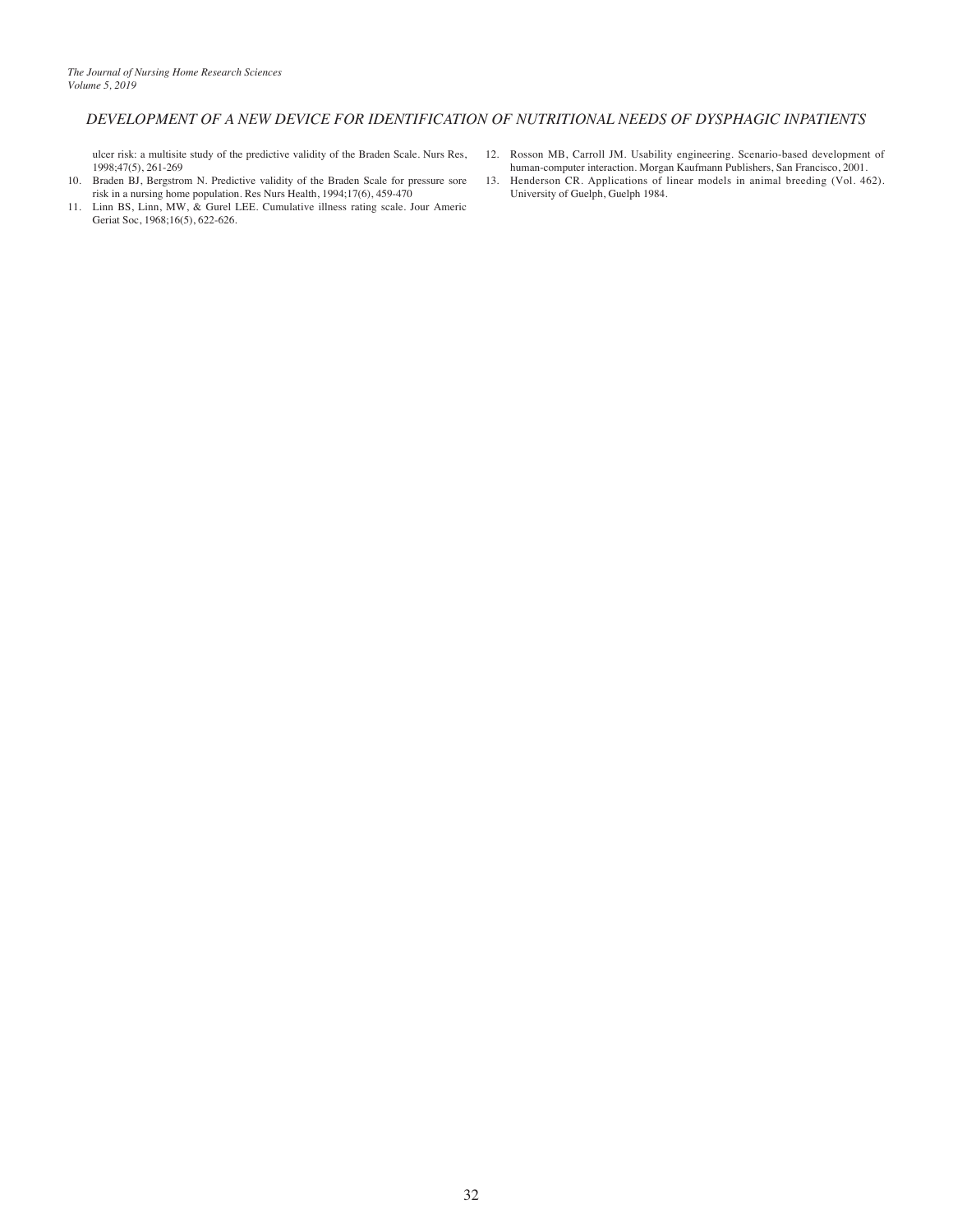ulcer risk: a multisite study of the predictive validity of the Braden Scale. Nurs Res, 1998;47(5), 261-269

10. Braden BJ, Bergstrom N. Predictive validity of the Braden Scale for pressure sore risk in a nursing home population. Res Nurs Health, 1994;17(6), 459-470
11. Linn BS, Linn, MW, & Gurel LEE. Cumulative illness rating scale. Jour Americ Geriat Soc, 1968;16(5), 622-626.
12. Rosson MB, Carroll JM. Usability engineering. Scenario-based development of human-computer interaction. Morgan Kaufmann Publishers, San Francisco, 2001.
13. Henderson CR. Applications of linear models in animal breeding (Vol. 462). University of Guelph, Guelph 1984.